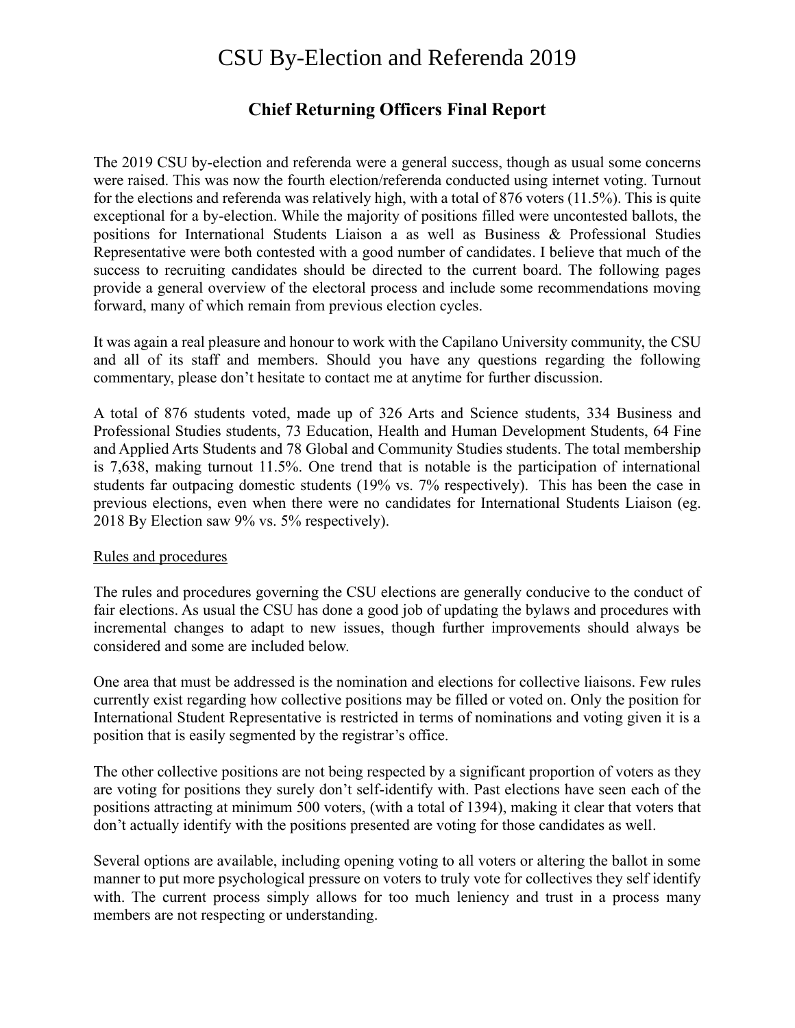# CSU By-Election and Referenda 2019

## Chief Returning Officers Final Report

The 2019 CSU by-election and referenda were a general success, though as usual some concerns were raised. This was now the fourth election/referenda conducted using internet voting. Turnout for the elections and referenda was relatively high, with a total of 876 voters (11.5%). This is quite exceptional for a by-election. While the majority of positions filled were uncontested ballots, the positions for International Students Liaison a as well as Business & Professional Studies Representative were both contested with a good number of candidates. I believe that much of the success to recruiting candidates should be directed to the current board. The following pages provide a general overview of the electoral process and include some recommendations moving forward, many of which remain from previous election cycles.

It was again a real pleasure and honour to work with the Capilano University community, the CSU and all of its staff and members. Should you have any questions regarding the following commentary, please don't hesitate to contact me at anytime for further discussion.

A total of 876 students voted, made up of 326 Arts and Science students, 334 Business and Professional Studies students, 73 Education, Health and Human Development Students, 64 Fine and Applied Arts Students and 78 Global and Community Studies students. The total membership is 7,638, making turnout 11.5%. One trend that is notable is the participation of international students far outpacing domestic students (19% vs. 7% respectively). This has been the case in previous elections, even when there were no candidates for International Students Liaison (eg. 2018 By Election saw 9% vs. 5% respectively).

<u>Rules and procedures</u>

The rules and procedures governing the CSU elections are generally conducive to the conduct of fair elections. As usual the CSU has done a good job of updating the bylaws and procedures with incremental changes to adapt to new issues, though further improvements should always be considered and some are included below.

One area that must be addressed is the nomination and elections for collective liaisons. Few rules currently exist regarding how collective positions may be filled or voted on. Only the position for International Student Representative is restricted in terms of nominations and voting given it is a position that is easily segmented by the registrar's office.

The other collective positions are not being respected by a significant proportion of voters as they are voting for positions they surely don't self-identify with. Past elections have seen each of the positions attracting at minimum 500 voters, (with a total of 1394), making it clear that voters that don't actually identify with the positions presented are voting for those candidates as well.

Several options are available, including opening voting to all voters or altering the ballot in some manner to put more psychological pressure on voters to truly vote for collectives they self identify with. The current process simply allows for too much leniency and trust in a process many members are not respecting or understanding.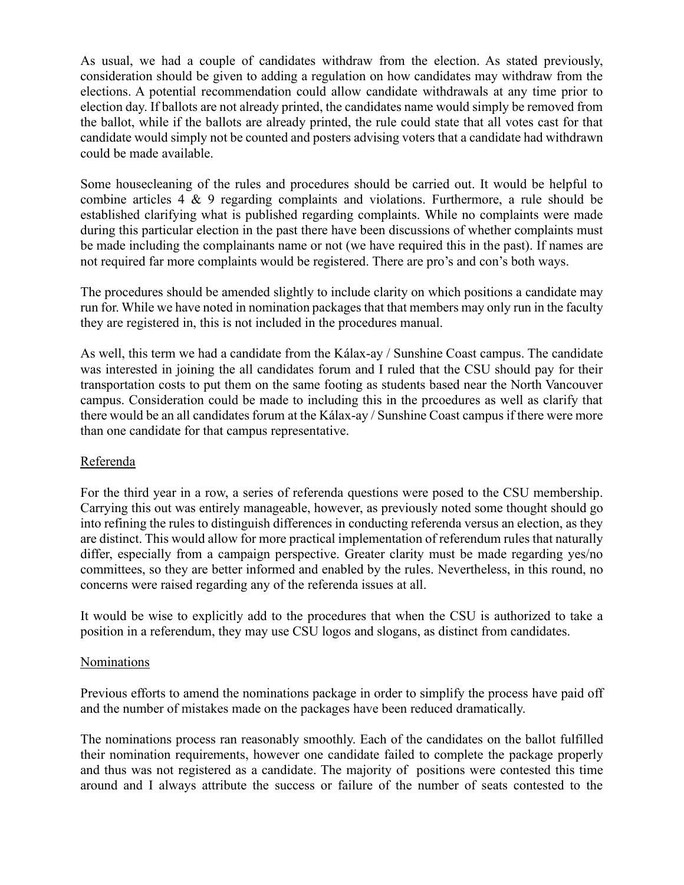As usual, we had a couple of candidates withdraw from the election. As stated previously, consideration should be given to adding a regulation on how candidates may withdraw from the elections. A potential recommendation could allow candidate withdrawals at any time prior to election day. If ballots are not already printed, the candidates name would simply be removed from the ballot, while if the ballots are already printed, the rule could state that all votes cast for that candidate would simply not be counted and posters advising voters that a candidate had withdrawn could be made available.

Some housecleaning of the rules and procedures should be carried out. It would be helpful to combine articles 4 & 9 regarding complaints and violations. Furthermore, a rule should be established clarifying what is published regarding complaints. While no complaints were made during this particular election in the past there have been discussions of whether complaints must be made including the complainants name or not (we have required this in the past). If names are not required far more complaints would be registered. There are pro's and con's both ways.

The procedures should be amended slightly to include clarity on which positions a candidate may run for. While we have noted in nomination packages that that members may only run in the faculty they are registered in, this is not included in the procedures manual.

As well, this term we had a candidate from the Kálax-ay / Sunshine Coast campus. The candidate was interested in joining the all candidates forum and I ruled that the CSU should pay for their transportation costs to put them on the same footing as students based near the North Vancouver campus. Consideration could be made to including this in the prcoedures as well as clarify that there would be an all candidates forum at the Kálax-ay / Sunshine Coast campus if there were more than one candidate for that campus representative.

## Referenda

For the third year in a row, a series of referenda questions were posed to the CSU membership. Carrying this out was entirely manageable, however, as previously noted some thought should go into refining the rules to distinguish differences in conducting referenda versus an election, as they are distinct. This would allow for more practical implementation of referendum rules that naturally differ, especially from a campaign perspective. Greater clarity must be made regarding yes/no committees, so they are better informed and enabled by the rules. Nevertheless, in this round, no concerns were raised regarding any of the referenda issues at all.

It would be wise to explicitly add to the procedures that when the CSU is authorized to take a position in a referendum, they may use CSU logos and slogans, as distinct from candidates.

## Nominations

Previous efforts to amend the nominations package in order to simplify the process have paid off and the number of mistakes made on the packages have been reduced dramatically.

The nominations process ran reasonably smoothly. Each of the candidates on the ballot fulfilled their nomination requirements, however one candidate failed to complete the package properly and thus was not registered as a candidate. The majority of positions were contested this time around and I always attribute the success or failure of the number of seats contested to the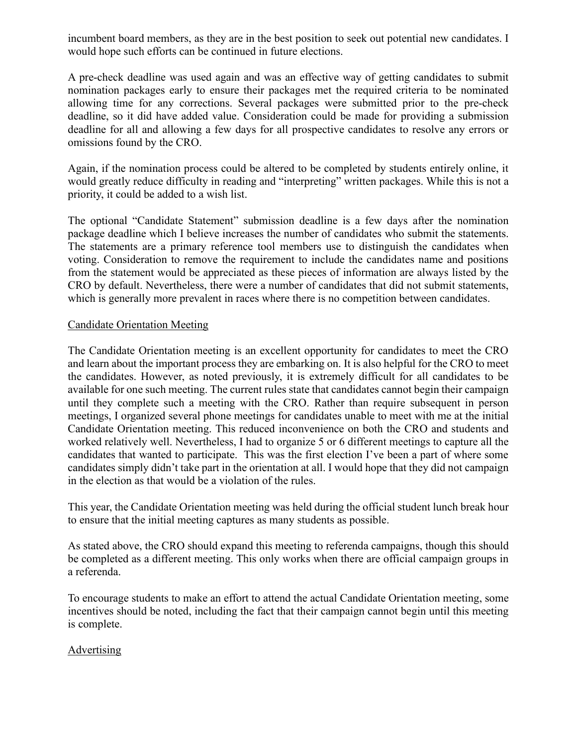incumbent board members, as they are in the best position to seek out potential new candidates. I would hope such efforts can be continued in future elections.

A pre-check deadline was used again and was an effective way of getting candidates to submit nomination packages early to ensure their packages met the required criteria to be nominated allowing time for any corrections. Several packages were submitted prior to the pre-check deadline, so it did have added value. Consideration could be made for providing a submission deadline for all and allowing a few days for all prospective candidates to resolve any errors or omissions found by the CRO.

Again, if the nomination process could be altered to be completed by students entirely online, it would greatly reduce difficulty in reading and "interpreting" written packages. While this is not a priority, it could be added to a wish list.

The optional "Candidate Statement" submission deadline is a few days after the nomination package deadline which I believe increases the number of candidates who submit the statements. The statements are a primary reference tool members use to distinguish the candidates when voting. Consideration to remove the requirement to include the candidates name and positions from the statement would be appreciated as these pieces of information are always listed by the CRO by default. Nevertheless, there were a number of candidates that did not submit statements, which is generally more prevalent in races where there is no competition between candidates.

## Candidate Orientation Meeting

The Candidate Orientation meeting is an excellent opportunity for candidates to meet the CRO and learn about the important process they are embarking on. It is also helpful for the CRO to meet the candidates. However, as noted previously, it is extremely difficult for all candidates to be available for one such meeting. The current rules state that candidates cannot begin their campaign until they complete such a meeting with the CRO. Rather than require subsequent in person meetings, I organized several phone meetings for candidates unable to meet with me at the initial Candidate Orientation meeting. This reduced inconvenience on both the CRO and students and worked relatively well. Nevertheless, I had to organize 5 or 6 different meetings to capture all the candidates that wanted to participate. This was the first election I've been a part of where some candidates simply didn't take part in the orientation at all. I would hope that they did not campaign in the election as that would be a violation of the rules.

This year, the Candidate Orientation meeting was held during the official student lunch break hour to ensure that the initial meeting captures as many students as possible.

As stated above, the CRO should expand this meeting to referenda campaigns, though this should be completed as a different meeting. This only works when there are official campaign groups in a referenda.

To encourage students to make an effort to attend the actual Candidate Orientation meeting, some incentives should be noted, including the fact that their campaign cannot begin until this meeting is complete.

## Advertising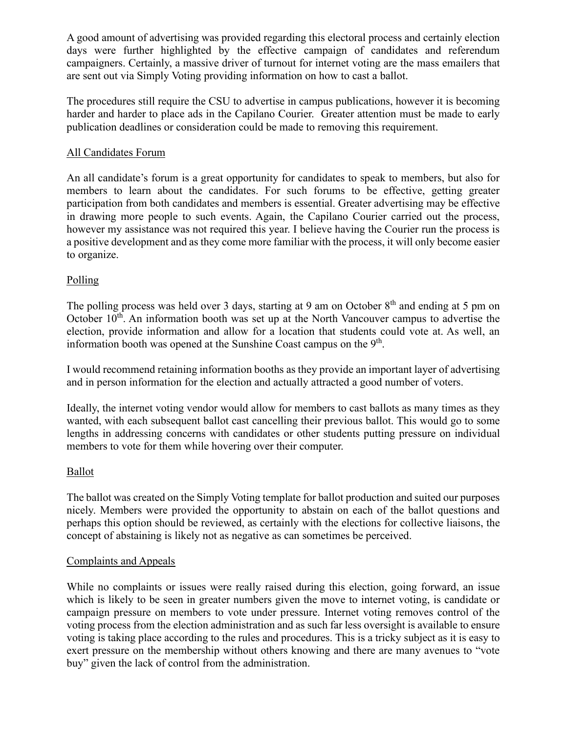A good amount of advertising was provided regarding this electoral process and certainly election days were further highlighted by the effective campaign of candidates and referendum campaigners. Certainly, a massive driver of turnout for internet voting are the mass emailers that are sent out via Simply Voting providing information on how to cast a ballot.

The procedures still require the CSU to advertise in campus publications, however it is becoming harder and harder to place ads in the Capilano Courier. Greater attention must be made to early publication deadlines or consideration could be made to removing this requirement.

## All Candidates Forum

An all candidate's forum is a great opportunity for candidates to speak to members, but also for members to learn about the candidates. For such forums to be effective, getting greater participation from both candidates and members is essential. Greater advertising may be effective in drawing more people to such events. Again, the Capilano Courier carried out the process, however my assistance was not required this year. I believe having the Courier run the process is a positive development and as they come more familiar with the process, it will only become easier to organize.

## Polling

The polling process was held over 3 days, starting at 9 am on October 8th and ending at 5 pm on October 10th. An information booth was set up at the North Vancouver campus to advertise the election, provide information and allow for a location that students could vote at. As well, an information booth was opened at the Sunshine Coast campus on the 9th.

I would recommend retaining information booths as they provide an important layer of advertising and in person information for the election and actually attracted a good number of voters.

Ideally, the internet voting vendor would allow for members to cast ballots as many times as they wanted, with each subsequent ballot cast cancelling their previous ballot. This would go to some lengths in addressing concerns with candidates or other students putting pressure on individual members to vote for them while hovering over their computer.

## Ballot

The ballot was created on the Simply Voting template for ballot production and suited our purposes nicely. Members were provided the opportunity to abstain on each of the ballot questions and perhaps this option should be reviewed, as certainly with the elections for collective liaisons, the concept of abstaining is likely not as negative as can sometimes be perceived.

## Complaints and Appeals

While no complaints or issues were really raised during this election, going forward, an issue which is likely to be seen in greater numbers given the move to internet voting, is candidate or campaign pressure on members to vote under pressure. Internet voting removes control of the voting process from the election administration and as such far less oversight is available to ensure voting is taking place according to the rules and procedures. This is a tricky subject as it is easy to exert pressure on the membership without others knowing and there are many avenues to "vote buy" given the lack of control from the administration.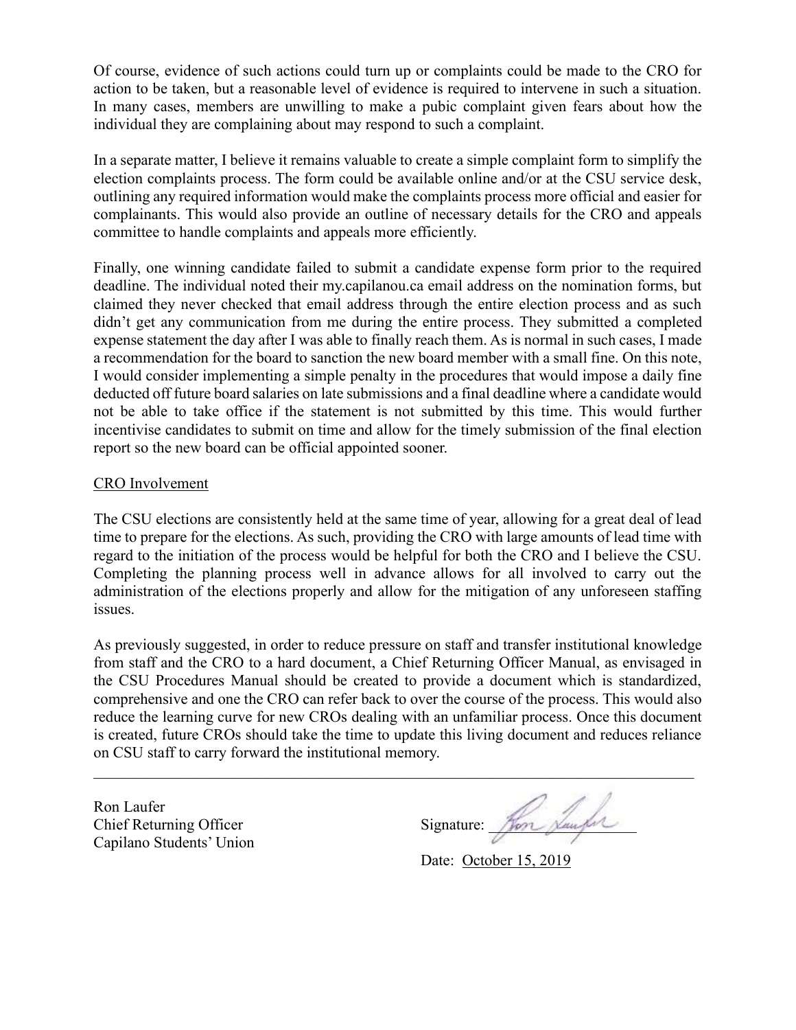Of course, evidence of such actions could turn up or complaints could be made to the CRO for action to be taken, but a reasonable level of evidence is required to intervene in such a situation. In many cases, members are unwilling to make a pubic complaint given fears about how the individual they are complaining about may respond to such a complaint.

In a separate matter, I believe it remains valuable to create a simple complaint form to simplify the election complaints process. The form could be available online and/or at the CSU service desk, outlining any required information would make the complaints process more official and easier for complainants. This would also provide an outline of necessary details for the CRO and appeals committee to handle complaints and appeals more efficiently.

Finally, one winning candidate failed to submit a candidate expense form prior to the required deadline. The individual noted their my.capilanou.ca email address on the nomination forms, but claimed they never checked that email address through the entire election process and as such didn't get any communication from me during the entire process. They submitted a completed expense statement the day after I was able to finally reach them. As is normal in such cases, I made a recommendation for the board to sanction the new board member with a small fine. On this note, I would consider implementing a simple penalty in the procedures that would impose a daily fine deducted off future board salaries on late submissions and a final deadline where a candidate would not be able to take office if the statement is not submitted by this time. This would further incentivise candidates to submit on time and allow for the timely submission of the final election report so the new board can be official appointed sooner.

<u>CRO Involvement</u>

The CSU elections are consistently held at the same time of year, allowing for a great deal of lead time to prepare for the elections. As such, providing the CRO with large amounts of lead time with regard to the initiation of the process would be helpful for both the CRO and I believe the CSU. Completing the planning process well in advance allows for all involved to carry out the administration of the elections properly and allow for the mitigation of any unforeseen staffing issues.

As previously suggested, in order to reduce pressure on staff and transfer institutional knowledge from staff and the CRO to a hard document, a Chief Returning Officer Manual, as envisaged in the CSU Procedures Manual should be created to provide a document which is standardized, comprehensive and one the CRO can refer back to over the course of the process. This would also reduce the learning curve for new CROs dealing with an unfamiliar process. Once this document is created, future CROs should take the time to update this living document and reduces reliance on CSU staff to carry forward the institutional memory.

---

Ron Laufer
Chief Returning Officer
Capilano Students' Union

Signature: Ron Laufer

Date: October 15, 2019